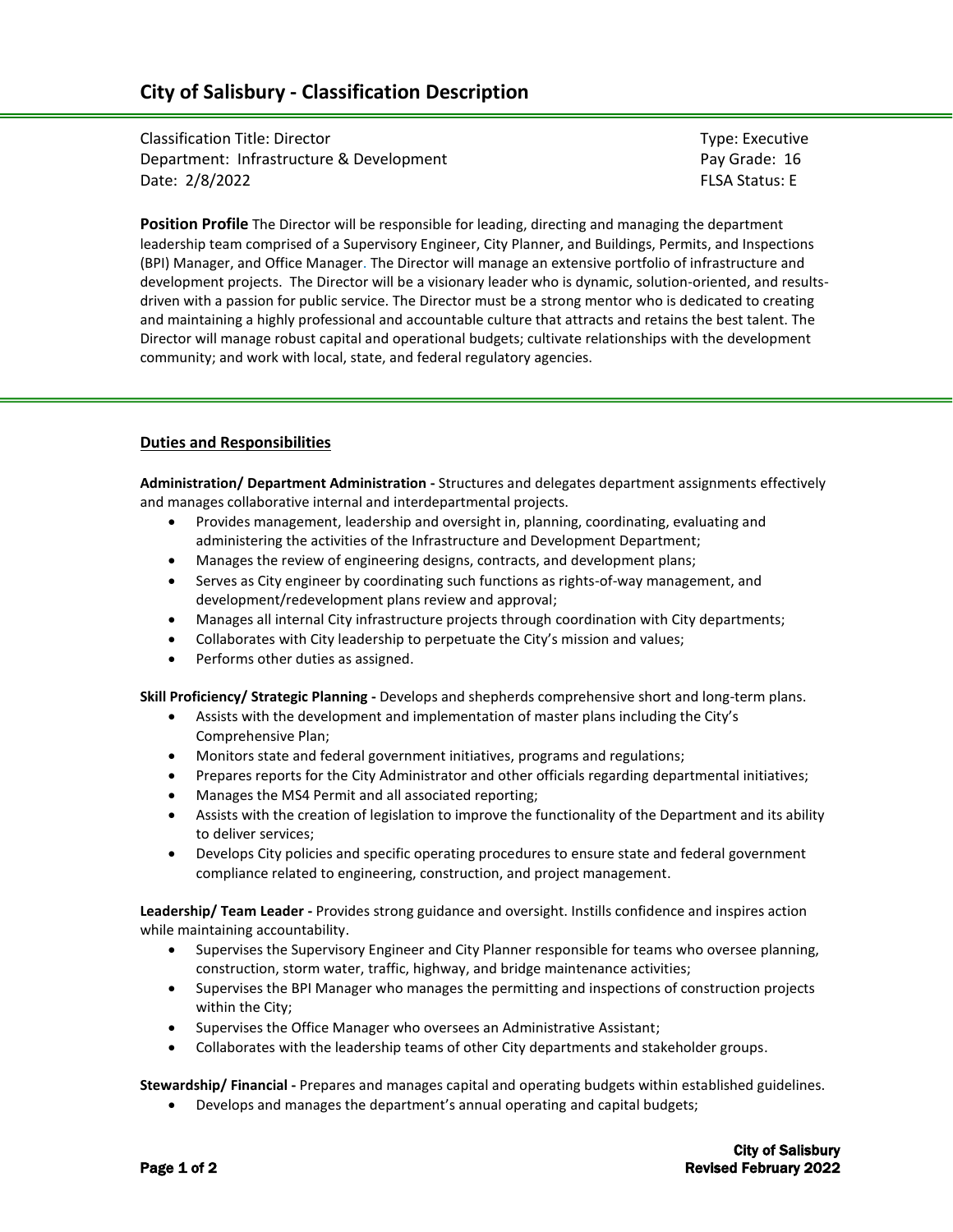# City of Salisbury - Classification Description

Classification Title: Director  
Department: Infrastructure & Development  
Date: 2/8/2022

Type: Executive  
Pay Grade: 16  
FLSA Status: E

**Position Profile** The Director will be responsible for leading, directing and managing the department leadership team comprised of a Supervisory Engineer, City Planner, and Buildings, Permits, and Inspections (BPI) Manager, and Office Manager. The Director will manage an extensive portfolio of infrastructure and development projects. The Director will be a visionary leader who is dynamic, solution-oriented, and results-driven with a passion for public service. The Director must be a strong mentor who is dedicated to creating and maintaining a highly professional and accountable culture that attracts and retains the best talent. The Director will manage robust capital and operational budgets; cultivate relationships with the development community; and work with local, state, and federal regulatory agencies.

## Duties and Responsibilities

**Administration/ Department Administration -** Structures and delegates department assignments effectively and manages collaborative internal and interdepartmental projects.

- Provides management, leadership and oversight in, planning, coordinating, evaluating and administering the activities of the Infrastructure and Development Department;
- Manages the review of engineering designs, contracts, and development plans;
- Serves as City engineer by coordinating such functions as rights-of-way management, and development/redevelopment plans review and approval;
- Manages all internal City infrastructure projects through coordination with City departments;
- Collaborates with City leadership to perpetuate the City's mission and values;
- Performs other duties as assigned.

**Skill Proficiency/ Strategic Planning -** Develops and shepherds comprehensive short and long-term plans.

- Assists with the development and implementation of master plans including the City's Comprehensive Plan;
- Monitors state and federal government initiatives, programs and regulations;
- Prepares reports for the City Administrator and other officials regarding departmental initiatives;
- Manages the MS4 Permit and all associated reporting;
- Assists with the creation of legislation to improve the functionality of the Department and its ability to deliver services;
- Develops City policies and specific operating procedures to ensure state and federal government compliance related to engineering, construction, and project management.

**Leadership/ Team Leader -** Provides strong guidance and oversight. Instills confidence and inspires action while maintaining accountability.

- Supervises the Supervisory Engineer and City Planner responsible for teams who oversee planning, construction, storm water, traffic, highway, and bridge maintenance activities;
- Supervises the BPI Manager who manages the permitting and inspections of construction projects within the City;
- Supervises the Office Manager who oversees an Administrative Assistant;
- Collaborates with the leadership teams of other City departments and stakeholder groups.

**Stewardship/ Financial -** Prepares and manages capital and operating budgets within established guidelines.

- Develops and manages the department's annual operating and capital budgets;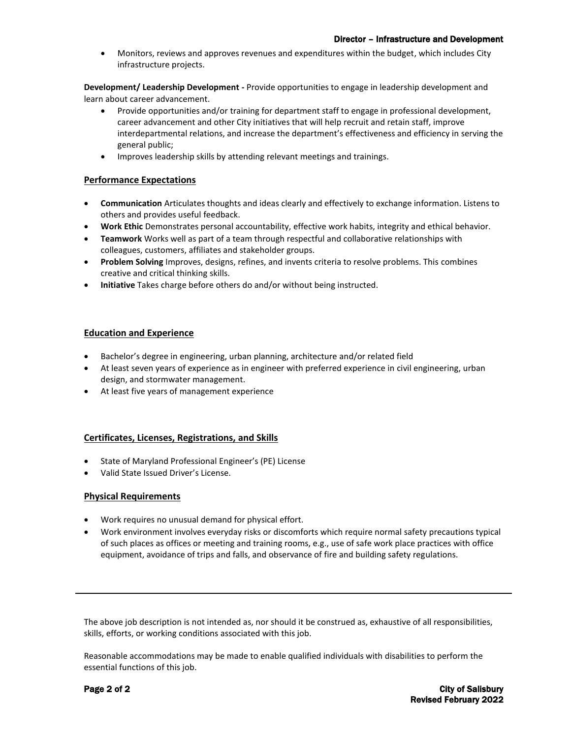- Monitors, reviews and approves revenues and expenditures within the budget, which includes City infrastructure projects.

**Development/ Leadership Development -** Provide opportunities to engage in leadership development and learn about career advancement.

- Provide opportunities and/or training for department staff to engage in professional development, career advancement and other City initiatives that will help recruit and retain staff, improve interdepartmental relations, and increase the department's effectiveness and efficiency in serving the general public;
- Improves leadership skills by attending relevant meetings and trainings.

## Performance Expectations

- **Communication** Articulates thoughts and ideas clearly and effectively to exchange information. Listens to others and provides useful feedback.
- **Work Ethic** Demonstrates personal accountability, effective work habits, integrity and ethical behavior.
- **Teamwork** Works well as part of a team through respectful and collaborative relationships with colleagues, customers, affiliates and stakeholder groups.
- **Problem Solving** Improves, designs, refines, and invents criteria to resolve problems. This combines creative and critical thinking skills.
- **Initiative** Takes charge before others do and/or without being instructed.

## Education and Experience

- Bachelor's degree in engineering, urban planning, architecture and/or related field
- At least seven years of experience as in engineer with preferred experience in civil engineering, urban design, and stormwater management.
- At least five years of management experience

## Certificates, Licenses, Registrations, and Skills

- State of Maryland Professional Engineer's (PE) License
- Valid State Issued Driver's License.

## Physical Requirements

- Work requires no unusual demand for physical effort.
- Work environment involves everyday risks or discomforts which require normal safety precautions typical of such places as offices or meeting and training rooms, e.g., use of safe work place practices with office equipment, avoidance of trips and falls, and observance of fire and building safety regulations.

---

The above job description is not intended as, nor should it be construed as, exhaustive of all responsibilities, skills, efforts, or working conditions associated with this job.

Reasonable accommodations may be made to enable qualified individuals with disabilities to perform the essential functions of this job.